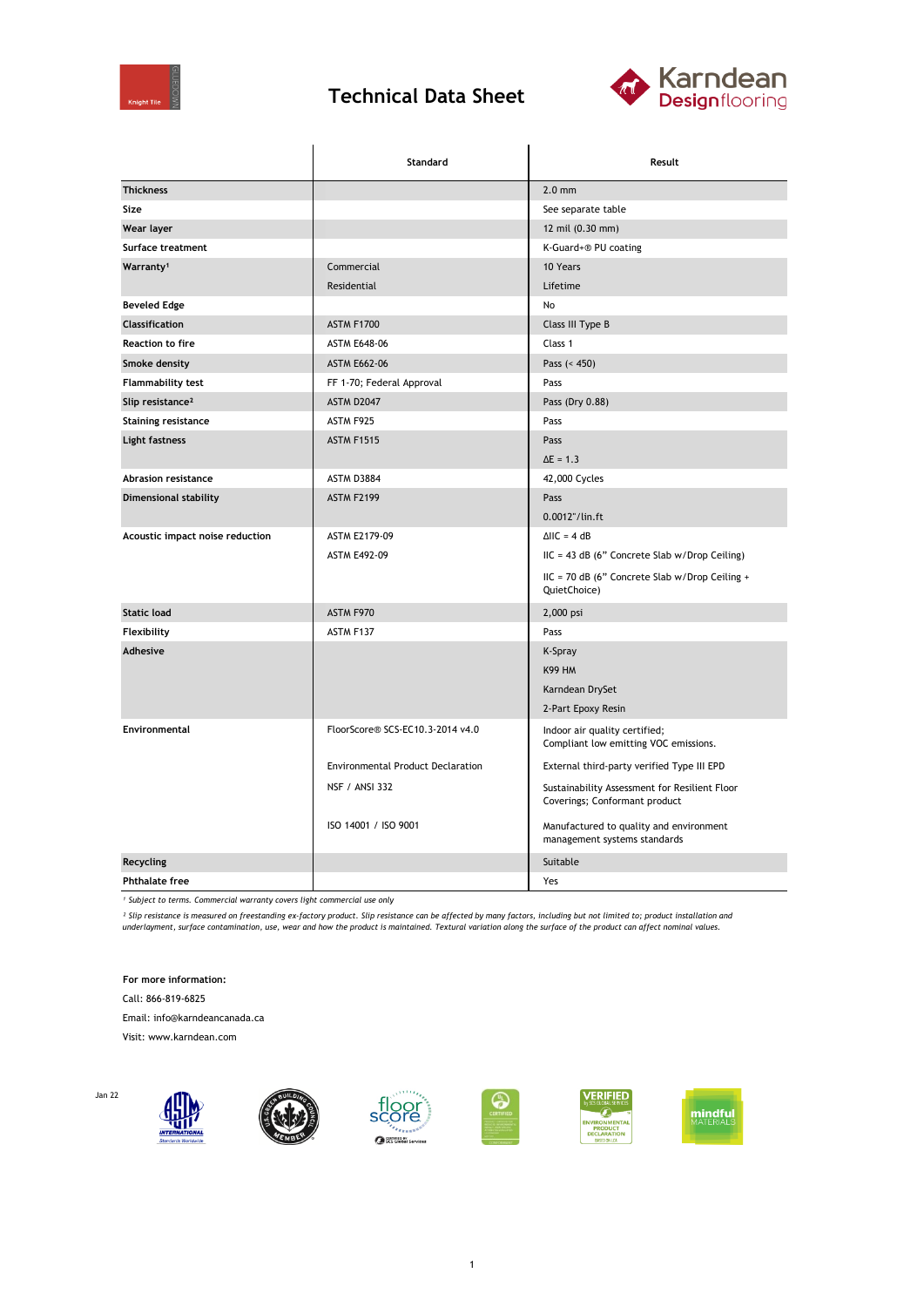# Technical Data Sheet

| | Standard | Result |
|---|---|---|
| **Thickness** | | 2.0 mm |
| **Size** | | See separate table |
| **Wear layer** | | 12 mil (0.30 mm) |
| **Surface treatment** | | K-Guard+® PU coating |
| **Warranty**[1] | Commercial | 10 Years |
| | Residential | Lifetime |
| **Beveled Edge** | | No |
| **Classification** | ASTM F1700 | Class III Type B |
| **Reaction to fire** | ASTM E648-06 | Class 1 |
| **Smoke density** | ASTM E662-06 | Pass (< 450) |
| **Flammability test** | FF 1-70; Federal Approval | Pass |
| **Slip resistance**[2] | ASTM D2047 | Pass (Dry 0.88) |
| **Staining resistance** | ASTM F925 | Pass |
| **Light fastness** | ASTM F1515 | Pass |
| | | ΔE = 1.3 |
| **Abrasion resistance** | ASTM D3884 | 42,000 Cycles |
| **Dimensional stability** | ASTM F2199 | Pass |
| | | 0.0012"/lin.ft |
| **Acoustic impact noise reduction** | ASTM E2179-09 | ΔIIC = 4 dB |
| | ASTM E492-09 | IIC = 43 dB (6" Concrete Slab w/Drop Ceiling) |
| | | IIC = 70 dB (6" Concrete Slab w/Drop Ceiling + QuietChoice) |
| **Static load** | ASTM F970 | 2,000 psi |
| **Flexibility** | ASTM F137 | Pass |
| **Adhesive** | | K-Spray |
| | | K99 HM |
| | | Karndean DrySet |
| | | 2-Part Epoxy Resin |
| **Environmental** | FloorScore® SCS-EC10.3-2014 v4.0 | Indoor air quality certified; Compliant low emitting VOC emissions. |
| | Environmental Product Declaration | External third-party verified Type III EPD |
| | NSF / ANSI 332 | Sustainability Assessment for Resilient Floor Coverings; Conformant product |
| | ISO 14001 / ISO 9001 | Manufactured to quality and environment management systems standards |
| **Recycling** | | Suitable |
| **Phthalate free** | | Yes |

*[1] Subject to terms. Commercial warranty covers light commercial use only*

*[2] Slip resistance is measured on freestanding ex-factory product. Slip resistance can be affected by many factors, including but not limited to; product installation and underlayment, surface contamination, use, wear and how the product is maintained. Textural variation along the surface of the product can affect nominal values.*

**For more information:**

Call: 866-819-6825

Email: info@karndeancanada.ca

Visit: www.karndean.com

Jan 22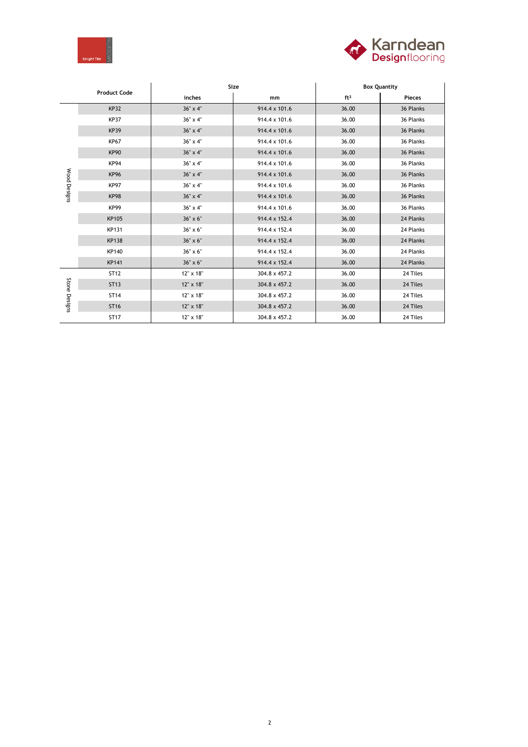| | Product Code | Size | | Box Quantity | |
|---|---|---|---|---|---|
| | | inches | mm | ft² | Pieces |
| Wood Designs | KP32 | 36" x 4" | 914.4 x 101.6 | 36.00 | 36 Planks |
| | KP37 | 36" x 4" | 914.4 x 101.6 | 36.00 | 36 Planks |
| | KP39 | 36" x 4" | 914.4 x 101.6 | 36.00 | 36 Planks |
| | KP67 | 36" x 4" | 914.4 x 101.6 | 36.00 | 36 Planks |
| | KP90 | 36" x 4" | 914.4 x 101.6 | 36.00 | 36 Planks |
| | KP94 | 36" x 4" | 914.4 x 101.6 | 36.00 | 36 Planks |
| | KP96 | 36" x 4" | 914.4 x 101.6 | 36.00 | 36 Planks |
| | KP97 | 36" x 4" | 914.4 x 101.6 | 36.00 | 36 Planks |
| | KP98 | 36" x 4" | 914.4 x 101.6 | 36.00 | 36 Planks |
| | KP99 | 36" x 4" | 914.4 x 101.6 | 36.00 | 36 Planks |
| | KP105 | 36" x 6" | 914.4 x 152.4 | 36.00 | 24 Planks |
| | KP131 | 36" x 6" | 914.4 x 152.4 | 36.00 | 24 Planks |
| | KP138 | 36" x 6" | 914.4 x 152.4 | 36.00 | 24 Planks |
| | KP140 | 36" x 6" | 914.4 x 152.4 | 36.00 | 24 Planks |
| | KP141 | 36" x 6" | 914.4 x 152.4 | 36.00 | 24 Planks |
| Stone Designs | ST12 | 12" x 18" | 304.8 x 457.2 | 36.00 | 24 Tiles |
| | ST13 | 12" x 18" | 304.8 x 457.2 | 36.00 | 24 Tiles |
| | ST14 | 12" x 18" | 304.8 x 457.2 | 36.00 | 24 Tiles |
| | ST16 | 12" x 18" | 304.8 x 457.2 | 36.00 | 24 Tiles |
| | ST17 | 12" x 18" | 304.8 x 457.2 | 36.00 | 24 Tiles |